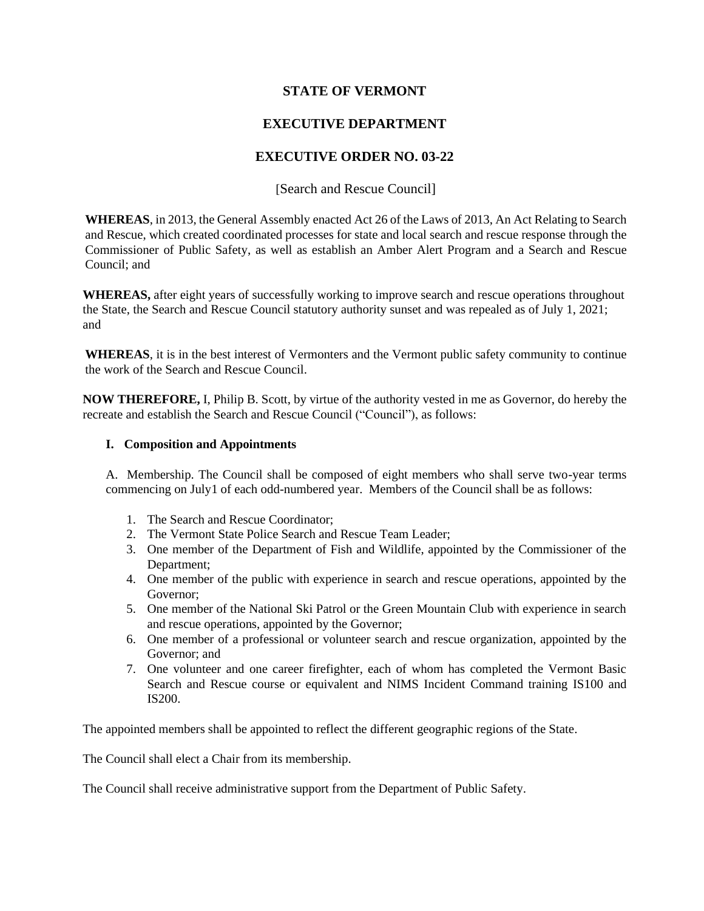# STATE OF VERMONT

# EXECUTIVE DEPARTMENT

# EXECUTIVE ORDER NO. 03-22

[Search and Rescue Council]

**WHEREAS**, in 2013, the General Assembly enacted Act 26 of the Laws of 2013, An Act Relating to Search and Rescue, which created coordinated processes for state and local search and rescue response through the Commissioner of Public Safety, as well as establish an Amber Alert Program and a Search and Rescue Council; and

**WHEREAS,** after eight years of successfully working to improve search and rescue operations throughout the State, the Search and Rescue Council statutory authority sunset and was repealed as of July 1, 2021; and

**WHEREAS**, it is in the best interest of Vermonters and the Vermont public safety community to continue the work of the Search and Rescue Council.

**NOW THEREFORE,** I, Philip B. Scott, by virtue of the authority vested in me as Governor, do hereby the recreate and establish the Search and Rescue Council ("Council"), as follows:

### I. Composition and Appointments

A. Membership. The Council shall be composed of eight members who shall serve two-year terms commencing on July1 of each odd-numbered year. Members of the Council shall be as follows:

1. The Search and Rescue Coordinator;
2. The Vermont State Police Search and Rescue Team Leader;
3. One member of the Department of Fish and Wildlife, appointed by the Commissioner of the Department;
4. One member of the public with experience in search and rescue operations, appointed by the Governor;
5. One member of the National Ski Patrol or the Green Mountain Club with experience in search and rescue operations, appointed by the Governor;
6. One member of a professional or volunteer search and rescue organization, appointed by the Governor; and
7. One volunteer and one career firefighter, each of whom has completed the Vermont Basic Search and Rescue course or equivalent and NIMS Incident Command training IS100 and IS200.

The appointed members shall be appointed to reflect the different geographic regions of the State.

The Council shall elect a Chair from its membership.

The Council shall receive administrative support from the Department of Public Safety.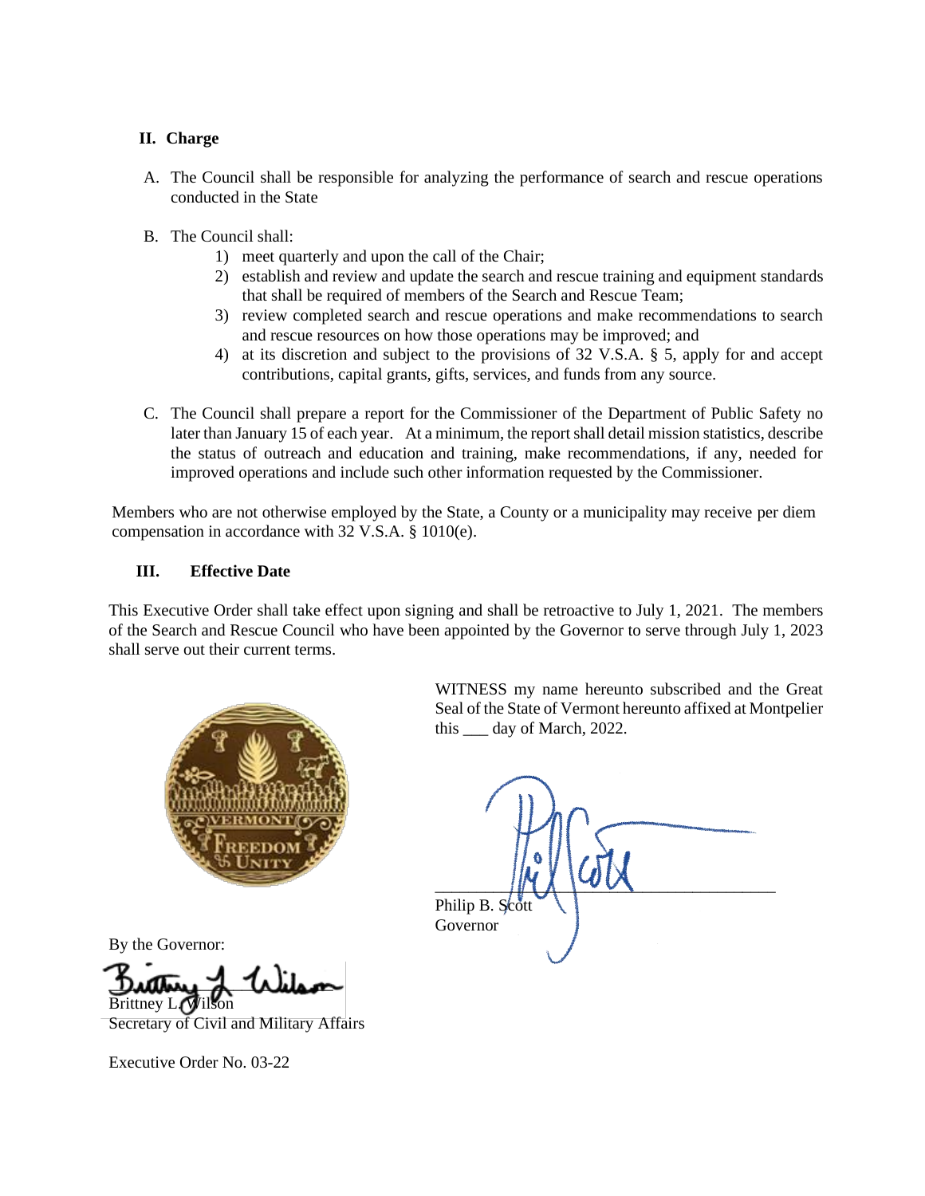## II. Charge

A. The Council shall be responsible for analyzing the performance of search and rescue operations conducted in the State

B. The Council shall:

1) meet quarterly and upon the call of the Chair;
2) establish and review and update the search and rescue training and equipment standards that shall be required of members of the Search and Rescue Team;
3) review completed search and rescue operations and make recommendations to search and rescue resources on how those operations may be improved; and
4) at its discretion and subject to the provisions of 32 V.S.A. § 5, apply for and accept contributions, capital grants, gifts, services, and funds from any source.

C. The Council shall prepare a report for the Commissioner of the Department of Public Safety no later than January 15 of each year. At a minimum, the report shall detail mission statistics, describe the status of outreach and education and training, make recommendations, if any, needed for improved operations and include such other information requested by the Commissioner.

Members who are not otherwise employed by the State, a County or a municipality may receive per diem compensation in accordance with 32 V.S.A. § 1010(e).

## III. Effective Date

This Executive Order shall take effect upon signing and shall be retroactive to July 1, 2021. The members of the Search and Rescue Council who have been appointed by the Governor to serve through July 1, 2023 shall serve out their current terms.

WITNESS my name hereunto subscribed and the Great Seal of the State of Vermont hereunto affixed at Montpelier this ___ day of March, 2022.

Philip B. Scott
Governor

By the Governor:

Brittney L. Wilson
Secretary of Civil and Military Affairs

Executive Order No. 03-22